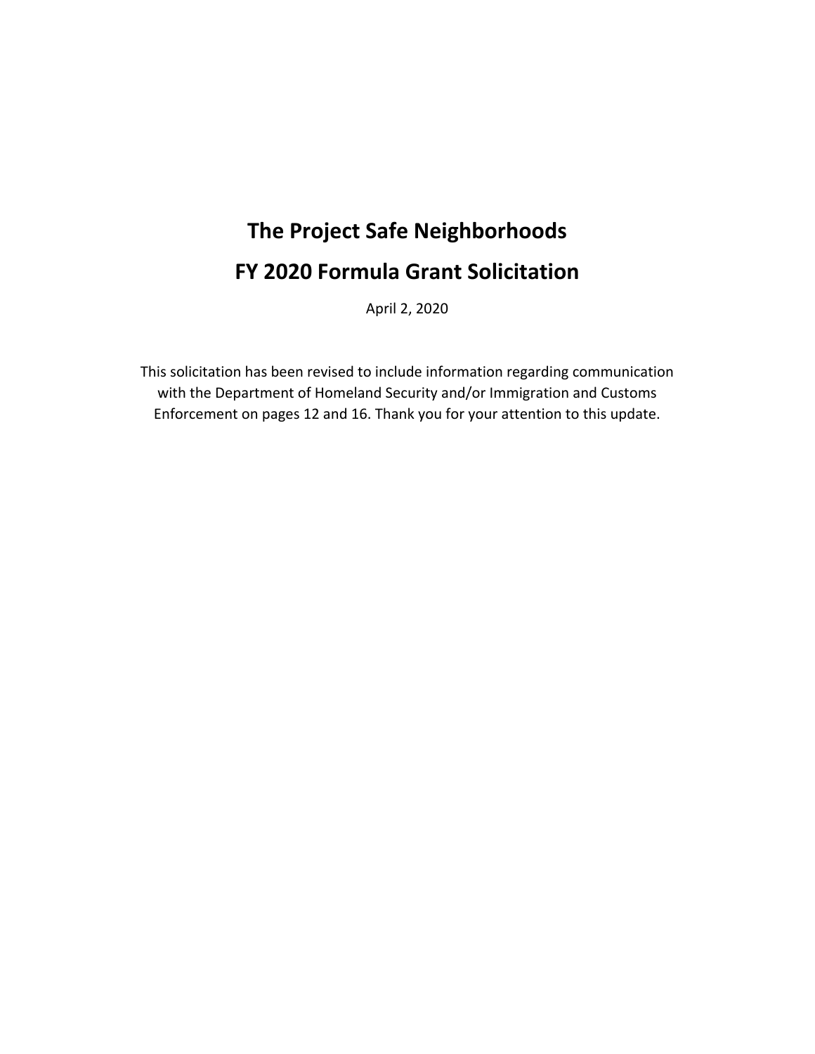# The Project Safe Neighborhoods

# FY 2020 Formula Grant Solicitation

April 2, 2020

This solicitation has been revised to include information regarding communication with the Department of Homeland Security and/or Immigration and Customs Enforcement on pages 12 and 16. Thank you for your attention to this update.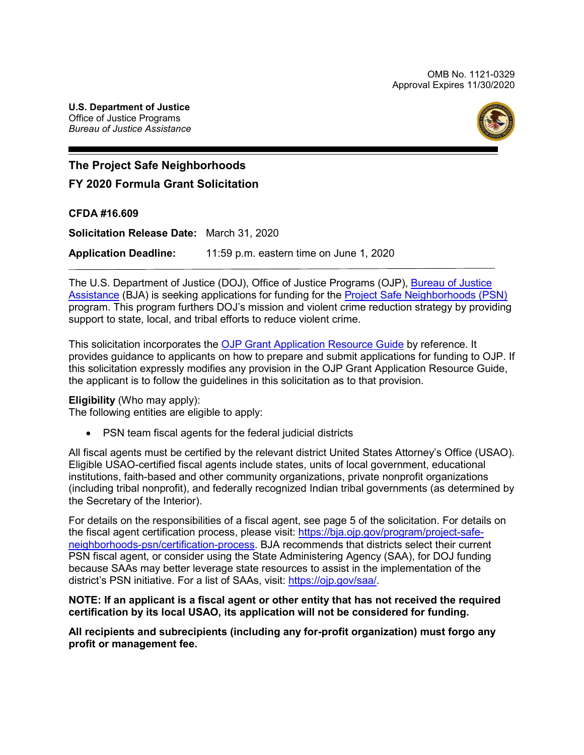OMB No. 1121-0329
Approval Expires 11/30/2020

**U.S. Department of Justice**
Office of Justice Programs
*Bureau of Justice Assistance*

# The Project Safe Neighborhoods

# FY 2020 Formula Grant Solicitation

**CFDA #16.609**

**Solicitation Release Date:** March 31, 2020

**Application Deadline:** 11:59 p.m. eastern time on June 1, 2020

The U.S. Department of Justice (DOJ), Office of Justice Programs (OJP), [Bureau of Justice Assistance](https://bja.ojp.gov) (BJA) is seeking applications for funding for the [Project Safe Neighborhoods (PSN)](https://bja.ojp.gov/program/project-safe-neighborhoods-psn) program. This program furthers DOJ's mission and violent crime reduction strategy by providing support to state, local, and tribal efforts to reduce violent crime.

This solicitation incorporates the [OJP Grant Application Resource Guide](https://ojp.gov/funding/Apply/Resources/Grant-App-Resource-Guide.htm) by reference. It provides guidance to applicants on how to prepare and submit applications for funding to OJP. If this solicitation expressly modifies any provision in the OJP Grant Application Resource Guide, the applicant is to follow the guidelines in this solicitation as to that provision.

**Eligibility** (Who may apply):
The following entities are eligible to apply:

- PSN team fiscal agents for the federal judicial districts

All fiscal agents must be certified by the relevant district United States Attorney's Office (USAO). Eligible USAO-certified fiscal agents include states, units of local government, educational institutions, faith-based and other community organizations, private nonprofit organizations (including tribal nonprofit), and federally recognized Indian tribal governments (as determined by the Secretary of the Interior).

For details on the responsibilities of a fiscal agent, see page 5 of the solicitation. For details on the fiscal agent certification process, please visit: [https://bja.ojp.gov/program/project-safe-neighborhoods-psn/certification-process](https://bja.ojp.gov/program/project-safe-neighborhoods-psn/certification-process). BJA recommends that districts select their current PSN fiscal agent, or consider using the State Administering Agency (SAA), for DOJ funding because SAAs may better leverage state resources to assist in the implementation of the district's PSN initiative. For a list of SAAs, visit: [https://ojp.gov/saa/](https://ojp.gov/saa/).

**NOTE: If an applicant is a fiscal agent or other entity that has not received the required certification by its local USAO, its application will not be considered for funding.**

**All recipients and subrecipients (including any for-profit organization) must forgo any profit or management fee.**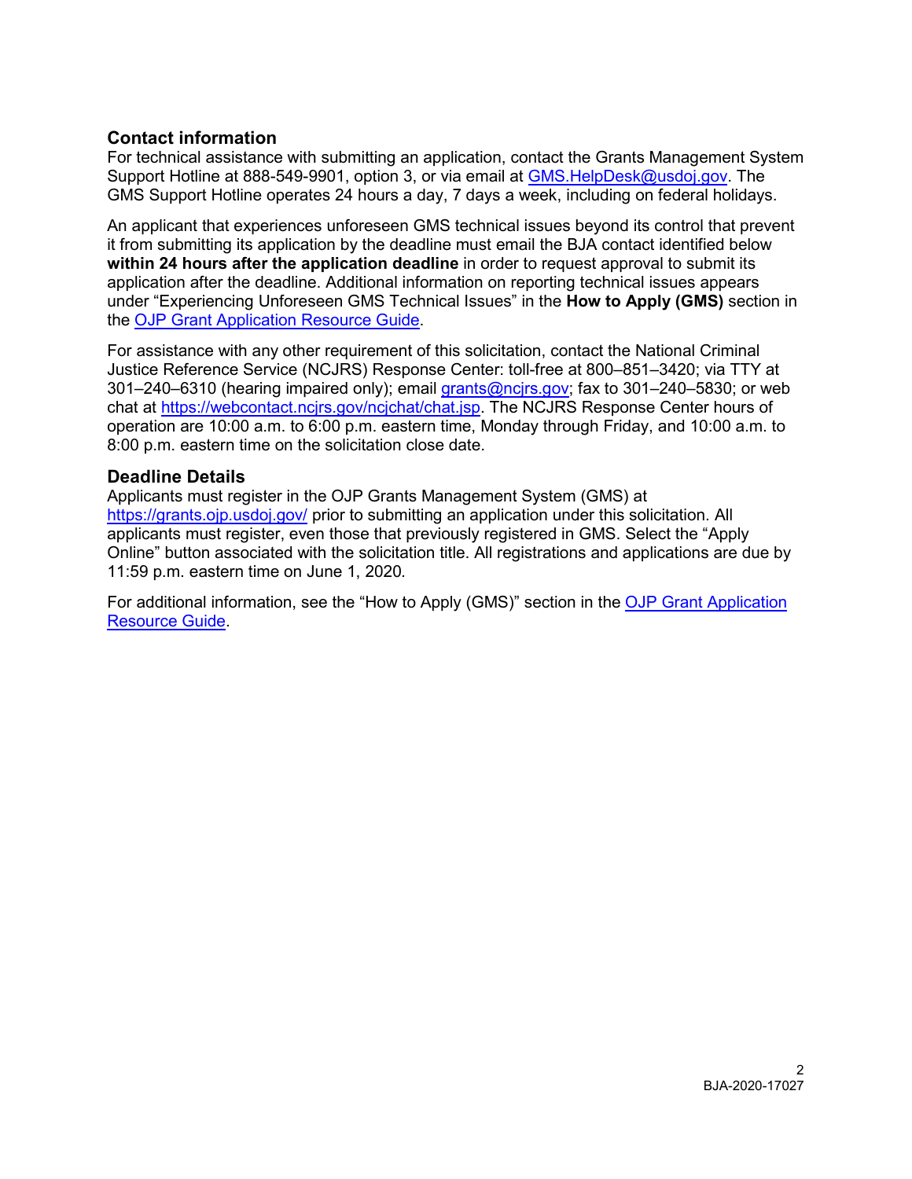## Contact information

For technical assistance with submitting an application, contact the Grants Management System Support Hotline at 888-549-9901, option 3, or via email at [GMS.HelpDesk@usdoj.gov](mailto:GMS.HelpDesk@usdoj.gov). The GMS Support Hotline operates 24 hours a day, 7 days a week, including on federal holidays.

An applicant that experiences unforeseen GMS technical issues beyond its control that prevent it from submitting its application by the deadline must email the BJA contact identified below **within 24 hours after the application deadline** in order to request approval to submit its application after the deadline. Additional information on reporting technical issues appears under "Experiencing Unforeseen GMS Technical Issues" in the **How to Apply (GMS)** section in the [OJP Grant Application Resource Guide](https://www.ojp.gov/funding/Apply/Resources/Grant-App-Resource-Guide.htm).

For assistance with any other requirement of this solicitation, contact the National Criminal Justice Reference Service (NCJRS) Response Center: toll-free at 800–851–3420; via TTY at 301–240–6310 (hearing impaired only); email [grants@ncjrs.gov](mailto:grants@ncjrs.gov); fax to 301–240–5830; or web chat at [https://webcontact.ncjrs.gov/ncjchat/chat.jsp](https://webcontact.ncjrs.gov/ncjchat/chat.jsp). The NCJRS Response Center hours of operation are 10:00 a.m. to 6:00 p.m. eastern time, Monday through Friday, and 10:00 a.m. to 8:00 p.m. eastern time on the solicitation close date.

## Deadline Details

Applicants must register in the OJP Grants Management System (GMS) at [https://grants.ojp.usdoj.gov/](https://grants.ojp.usdoj.gov/) prior to submitting an application under this solicitation. All applicants must register, even those that previously registered in GMS. Select the "Apply Online" button associated with the solicitation title. All registrations and applications are due by 11:59 p.m. eastern time on June 1, 2020.

For additional information, see the "How to Apply (GMS)" section in the [OJP Grant Application Resource Guide](https://www.ojp.gov/funding/Apply/Resources/Grant-App-Resource-Guide.htm).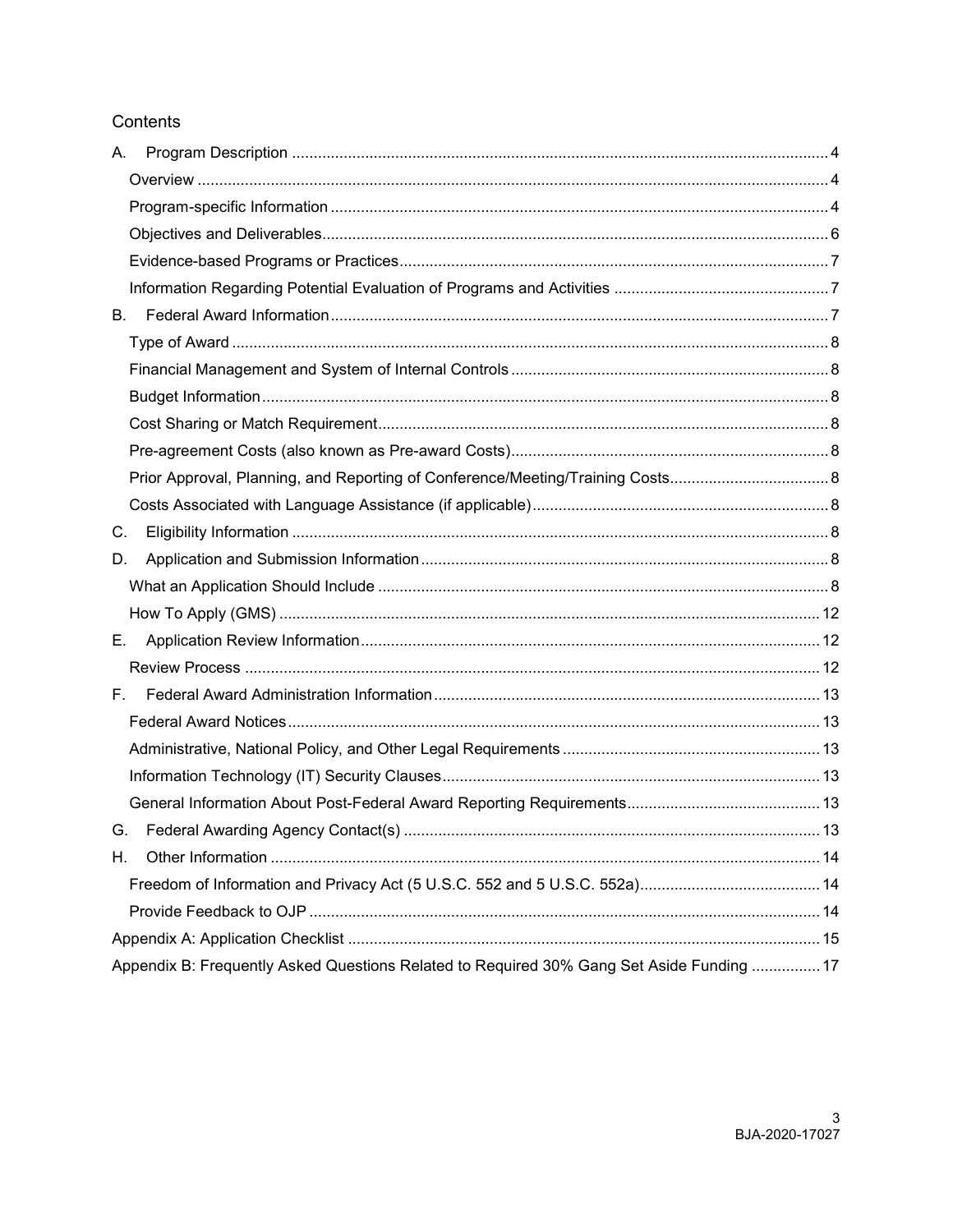## Contents

- A. Program Description ... 4
  - Overview ... 4
  - Program-specific Information ... 4
  - Objectives and Deliverables ... 6
  - Evidence-based Programs or Practices ... 7
  - Information Regarding Potential Evaluation of Programs and Activities ... 7
- B. Federal Award Information ... 7
  - Type of Award ... 8
  - Financial Management and System of Internal Controls ... 8
  - Budget Information ... 8
  - Cost Sharing or Match Requirement ... 8
  - Pre-agreement Costs (also known as Pre-award Costs) ... 8
  - Prior Approval, Planning, and Reporting of Conference/Meeting/Training Costs ... 8
  - Costs Associated with Language Assistance (if applicable) ... 8
- C. Eligibility Information ... 8
- D. Application and Submission Information ... 8
  - What an Application Should Include ... 8
  - How To Apply (GMS) ... 12
- E. Application Review Information ... 12
  - Review Process ... 12
- F. Federal Award Administration Information ... 13
  - Federal Award Notices ... 13
  - Administrative, National Policy, and Other Legal Requirements ... 13
  - Information Technology (IT) Security Clauses ... 13
  - General Information About Post-Federal Award Reporting Requirements ... 13
- G. Federal Awarding Agency Contact(s) ... 13
- H. Other Information ... 14
  - Freedom of Information and Privacy Act (5 U.S.C. 552 and 5 U.S.C. 552a) ... 14
  - Provide Feedback to OJP ... 14
- Appendix A: Application Checklist ... 15
- Appendix B: Frequently Asked Questions Related to Required 30% Gang Set Aside Funding ... 17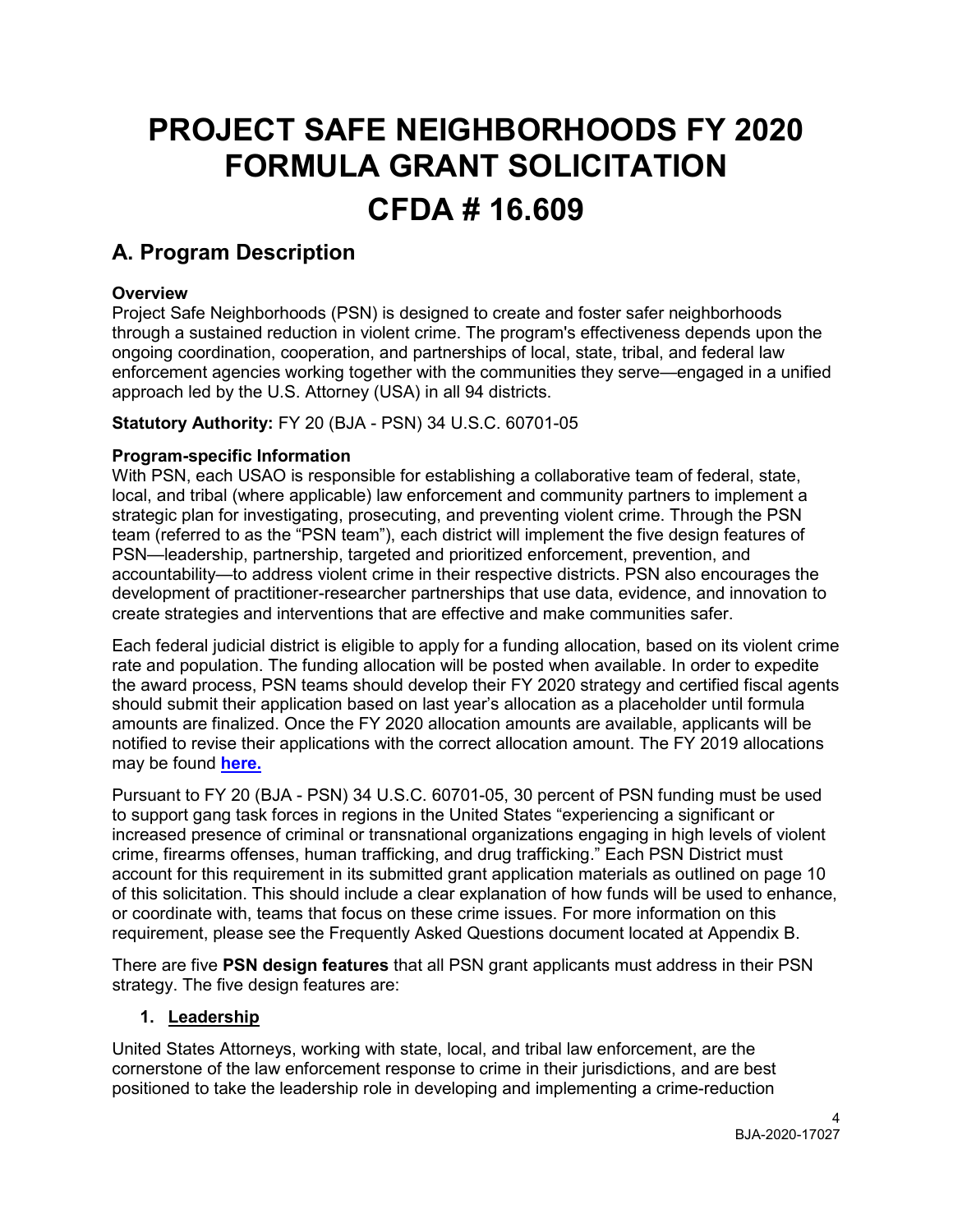# PROJECT SAFE NEIGHBORHOODS FY 2020 FORMULA GRANT SOLICITATION

# CFDA # 16.609

## A. Program Description

**Overview**

Project Safe Neighborhoods (PSN) is designed to create and foster safer neighborhoods through a sustained reduction in violent crime. The program's effectiveness depends upon the ongoing coordination, cooperation, and partnerships of local, state, tribal, and federal law enforcement agencies working together with the communities they serve—engaged in a unified approach led by the U.S. Attorney (USA) in all 94 districts.

**Statutory Authority:** FY 20 (BJA - PSN) 34 U.S.C. 60701-05

**Program-specific Information**

With PSN, each USAO is responsible for establishing a collaborative team of federal, state, local, and tribal (where applicable) law enforcement and community partners to implement a strategic plan for investigating, prosecuting, and preventing violent crime. Through the PSN team (referred to as the "PSN team"), each district will implement the five design features of PSN—leadership, partnership, targeted and prioritized enforcement, prevention, and accountability—to address violent crime in their respective districts. PSN also encourages the development of practitioner-researcher partnerships that use data, evidence, and innovation to create strategies and interventions that are effective and make communities safer.

Each federal judicial district is eligible to apply for a funding allocation, based on its violent crime rate and population. The funding allocation will be posted when available. In order to expedite the award process, PSN teams should develop their FY 2020 strategy and certified fiscal agents should submit their application based on last year's allocation as a placeholder until formula amounts are finalized. Once the FY 2020 allocation amounts are available, applicants will be notified to revise their applications with the correct allocation amount. The FY 2019 allocations may be found **here.**

Pursuant to FY 20 (BJA - PSN) 34 U.S.C. 60701-05, 30 percent of PSN funding must be used to support gang task forces in regions in the United States "experiencing a significant or increased presence of criminal or transnational organizations engaging in high levels of violent crime, firearms offenses, human trafficking, and drug trafficking." Each PSN District must account for this requirement in its submitted grant application materials as outlined on page 10 of this solicitation. This should include a clear explanation of how funds will be used to enhance, or coordinate with, teams that focus on these crime issues. For more information on this requirement, please see the Frequently Asked Questions document located at Appendix B.

There are five **PSN design features** that all PSN grant applicants must address in their PSN strategy. The five design features are:

1. **Leadership**

United States Attorneys, working with state, local, and tribal law enforcement, are the cornerstone of the law enforcement response to crime in their jurisdictions, and are best positioned to take the leadership role in developing and implementing a crime-reduction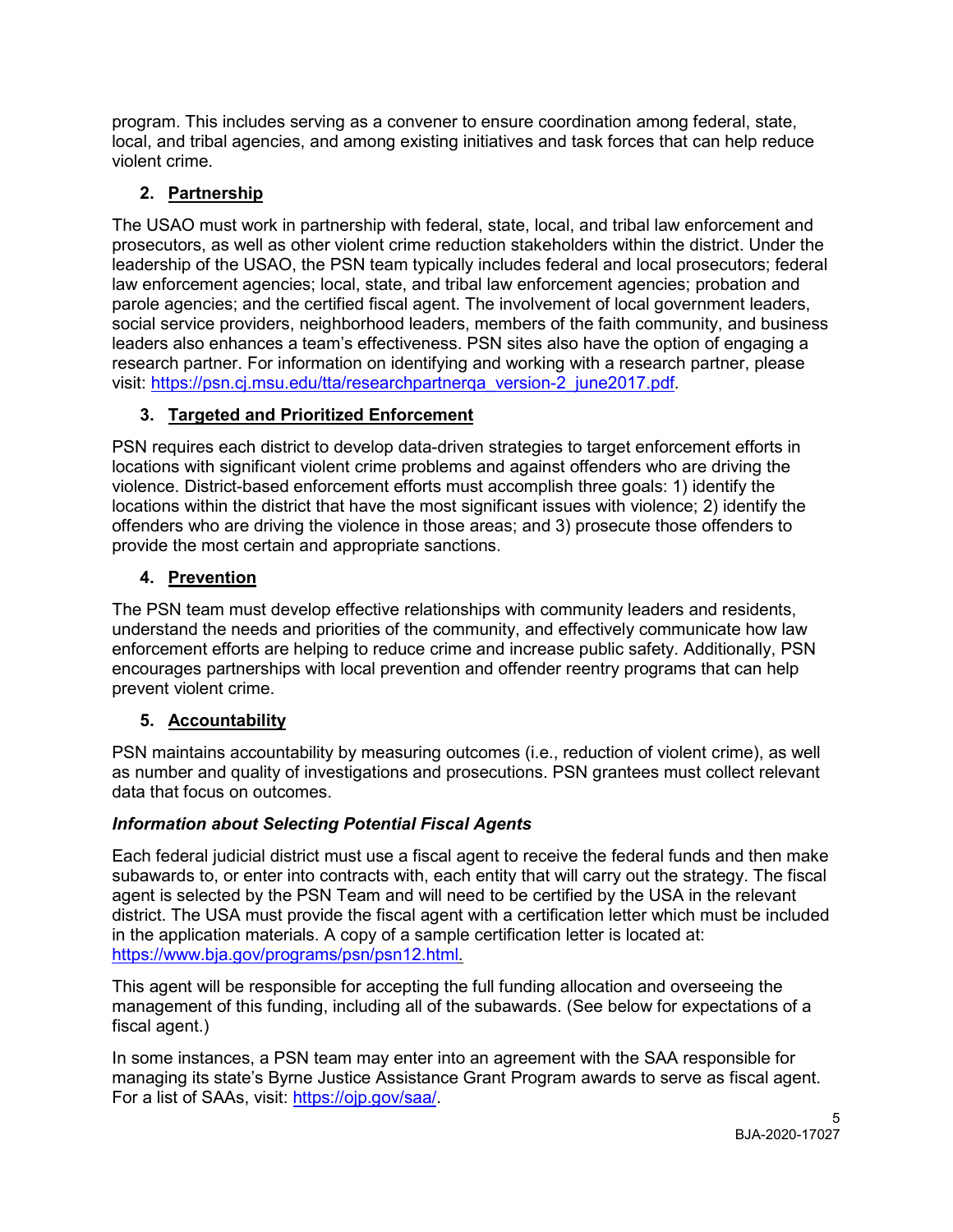program. This includes serving as a convener to ensure coordination among federal, state, local, and tribal agencies, and among existing initiatives and task forces that can help reduce violent crime.

### 2. **Partnership**

The USAO must work in partnership with federal, state, local, and tribal law enforcement and prosecutors, as well as other violent crime reduction stakeholders within the district. Under the leadership of the USAO, the PSN team typically includes federal and local prosecutors; federal law enforcement agencies; local, state, and tribal law enforcement agencies; probation and parole agencies; and the certified fiscal agent. The involvement of local government leaders, social service providers, neighborhood leaders, members of the faith community, and business leaders also enhances a team's effectiveness. PSN sites also have the option of engaging a research partner. For information on identifying and working with a research partner, please visit: https://psn.cj.msu.edu/tta/researchpartnerqa_version-2_june2017.pdf.

### 3. **Targeted and Prioritized Enforcement**

PSN requires each district to develop data-driven strategies to target enforcement efforts in locations with significant violent crime problems and against offenders who are driving the violence. District-based enforcement efforts must accomplish three goals: 1) identify the locations within the district that have the most significant issues with violence; 2) identify the offenders who are driving the violence in those areas; and 3) prosecute those offenders to provide the most certain and appropriate sanctions.

### 4. **Prevention**

The PSN team must develop effective relationships with community leaders and residents, understand the needs and priorities of the community, and effectively communicate how law enforcement efforts are helping to reduce crime and increase public safety. Additionally, PSN encourages partnerships with local prevention and offender reentry programs that can help prevent violent crime.

### 5. **Accountability**

PSN maintains accountability by measuring outcomes (i.e., reduction of violent crime), as well as number and quality of investigations and prosecutions. PSN grantees must collect relevant data that focus on outcomes.

***Information about Selecting Potential Fiscal Agents***

Each federal judicial district must use a fiscal agent to receive the federal funds and then make subawards to, or enter into contracts with, each entity that will carry out the strategy. The fiscal agent is selected by the PSN Team and will need to be certified by the USA in the relevant district. The USA must provide the fiscal agent with a certification letter which must be included in the application materials. A copy of a sample certification letter is located at: https://www.bja.gov/programs/psn/psn12.html.

This agent will be responsible for accepting the full funding allocation and overseeing the management of this funding, including all of the subawards. (See below for expectations of a fiscal agent.)

In some instances, a PSN team may enter into an agreement with the SAA responsible for managing its state's Byrne Justice Assistance Grant Program awards to serve as fiscal agent. For a list of SAAs, visit: https://ojp.gov/saa/.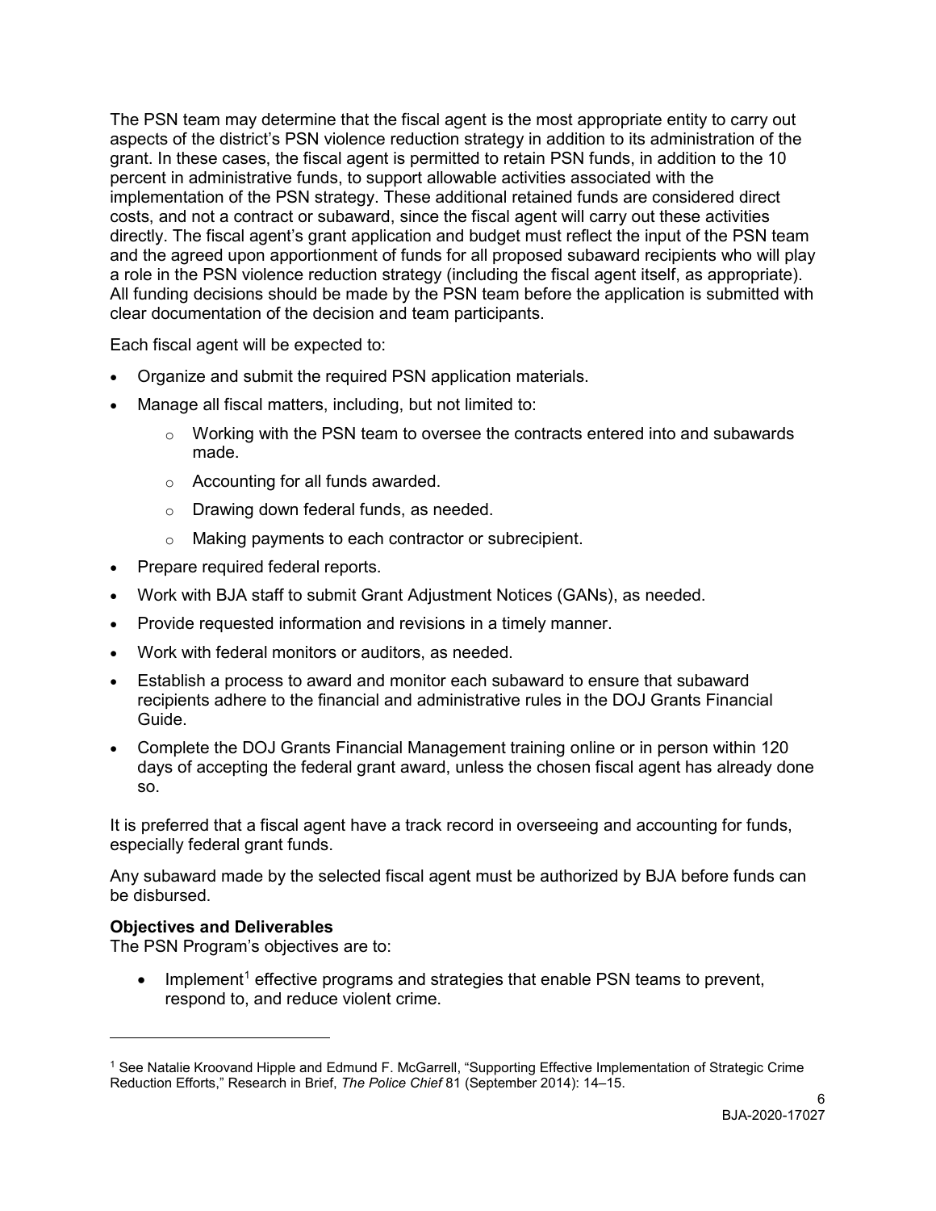The PSN team may determine that the fiscal agent is the most appropriate entity to carry out aspects of the district's PSN violence reduction strategy in addition to its administration of the grant. In these cases, the fiscal agent is permitted to retain PSN funds, in addition to the 10 percent in administrative funds, to support allowable activities associated with the implementation of the PSN strategy. These additional retained funds are considered direct costs, and not a contract or subaward, since the fiscal agent will carry out these activities directly. The fiscal agent's grant application and budget must reflect the input of the PSN team and the agreed upon apportionment of funds for all proposed subaward recipients who will play a role in the PSN violence reduction strategy (including the fiscal agent itself, as appropriate). All funding decisions should be made by the PSN team before the application is submitted with clear documentation of the decision and team participants.

Each fiscal agent will be expected to:

- Organize and submit the required PSN application materials.
- Manage all fiscal matters, including, but not limited to:
  - Working with the PSN team to oversee the contracts entered into and subawards made.
  - Accounting for all funds awarded.
  - Drawing down federal funds, as needed.
  - Making payments to each contractor or subrecipient.
- Prepare required federal reports.
- Work with BJA staff to submit Grant Adjustment Notices (GANs), as needed.
- Provide requested information and revisions in a timely manner.
- Work with federal monitors or auditors, as needed.
- Establish a process to award and monitor each subaward to ensure that subaward recipients adhere to the financial and administrative rules in the DOJ Grants Financial Guide.
- Complete the DOJ Grants Financial Management training online or in person within 120 days of accepting the federal grant award, unless the chosen fiscal agent has already done so.

It is preferred that a fiscal agent have a track record in overseeing and accounting for funds, especially federal grant funds.

Any subaward made by the selected fiscal agent must be authorized by BJA before funds can be disbursed.

**Objectives and Deliverables**

The PSN Program's objectives are to:

- Implement[1] effective programs and strategies that enable PSN teams to prevent, respond to, and reduce violent crime.

[1] See Natalie Kroovand Hipple and Edmund F. McGarrell, "Supporting Effective Implementation of Strategic Crime Reduction Efforts," Research in Brief, *The Police Chief* 81 (September 2014): 14–15.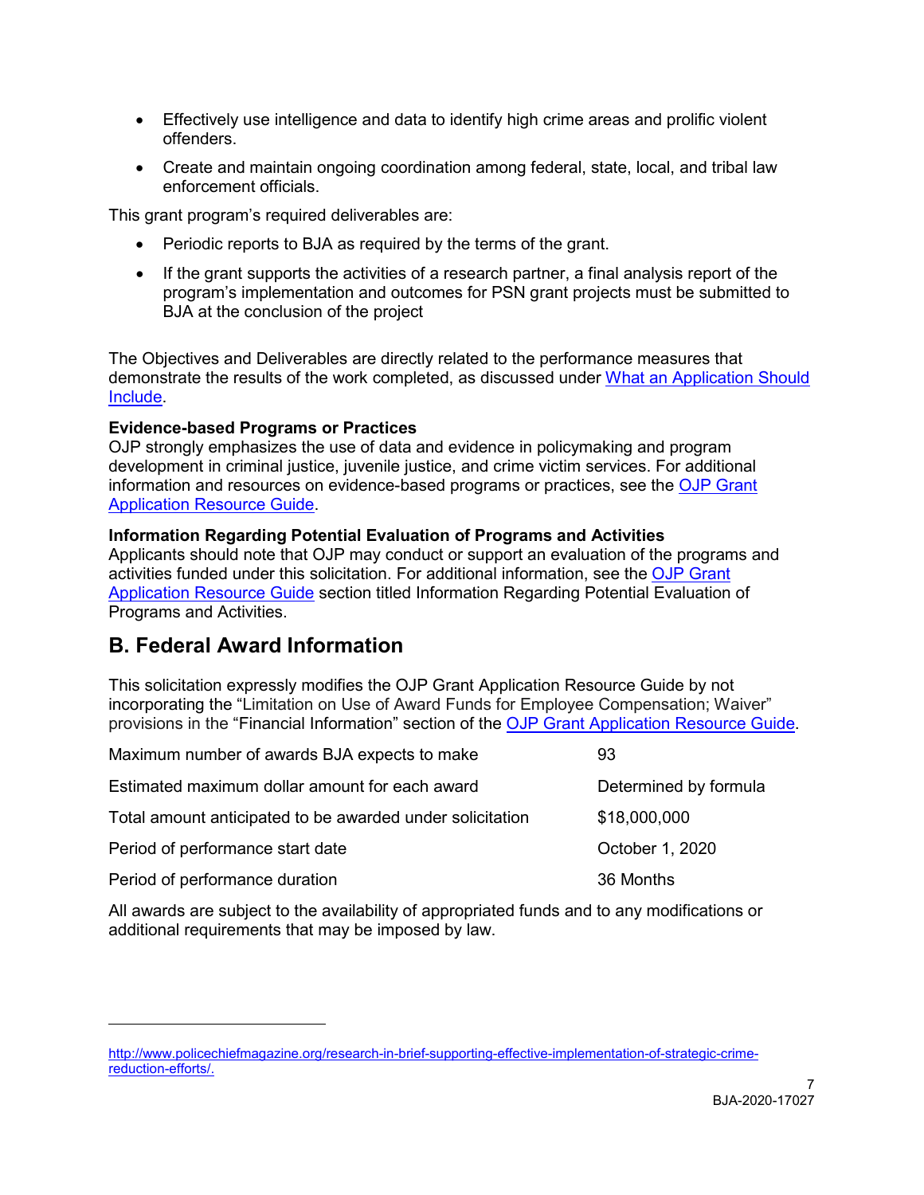- Effectively use intelligence and data to identify high crime areas and prolific violent offenders.
- Create and maintain ongoing coordination among federal, state, local, and tribal law enforcement officials.

This grant program's required deliverables are:

- Periodic reports to BJA as required by the terms of the grant.
- If the grant supports the activities of a research partner, a final analysis report of the program's implementation and outcomes for PSN grant projects must be submitted to BJA at the conclusion of the project

The Objectives and Deliverables are directly related to the performance measures that demonstrate the results of the work completed, as discussed under What an Application Should Include.

**Evidence-based Programs or Practices**
OJP strongly emphasizes the use of data and evidence in policymaking and program development in criminal justice, juvenile justice, and crime victim services. For additional information and resources on evidence-based programs or practices, see the OJP Grant Application Resource Guide.

**Information Regarding Potential Evaluation of Programs and Activities**
Applicants should note that OJP may conduct or support an evaluation of the programs and activities funded under this solicitation. For additional information, see the OJP Grant Application Resource Guide section titled Information Regarding Potential Evaluation of Programs and Activities.

## B. Federal Award Information

This solicitation expressly modifies the OJP Grant Application Resource Guide by not incorporating the "Limitation on Use of Award Funds for Employee Compensation; Waiver" provisions in the "Financial Information" section of the OJP Grant Application Resource Guide.

| | |
|---|---|
| Maximum number of awards BJA expects to make | 93 |
| Estimated maximum dollar amount for each award | Determined by formula |
| Total amount anticipated to be awarded under solicitation | $18,000,000 |
| Period of performance start date | October 1, 2020 |
| Period of performance duration | 36 Months |

All awards are subject to the availability of appropriated funds and to any modifications or additional requirements that may be imposed by law.

---

http://www.policechiefmagazine.org/research-in-brief-supporting-effective-implementation-of-strategic-crime-reduction-efforts/.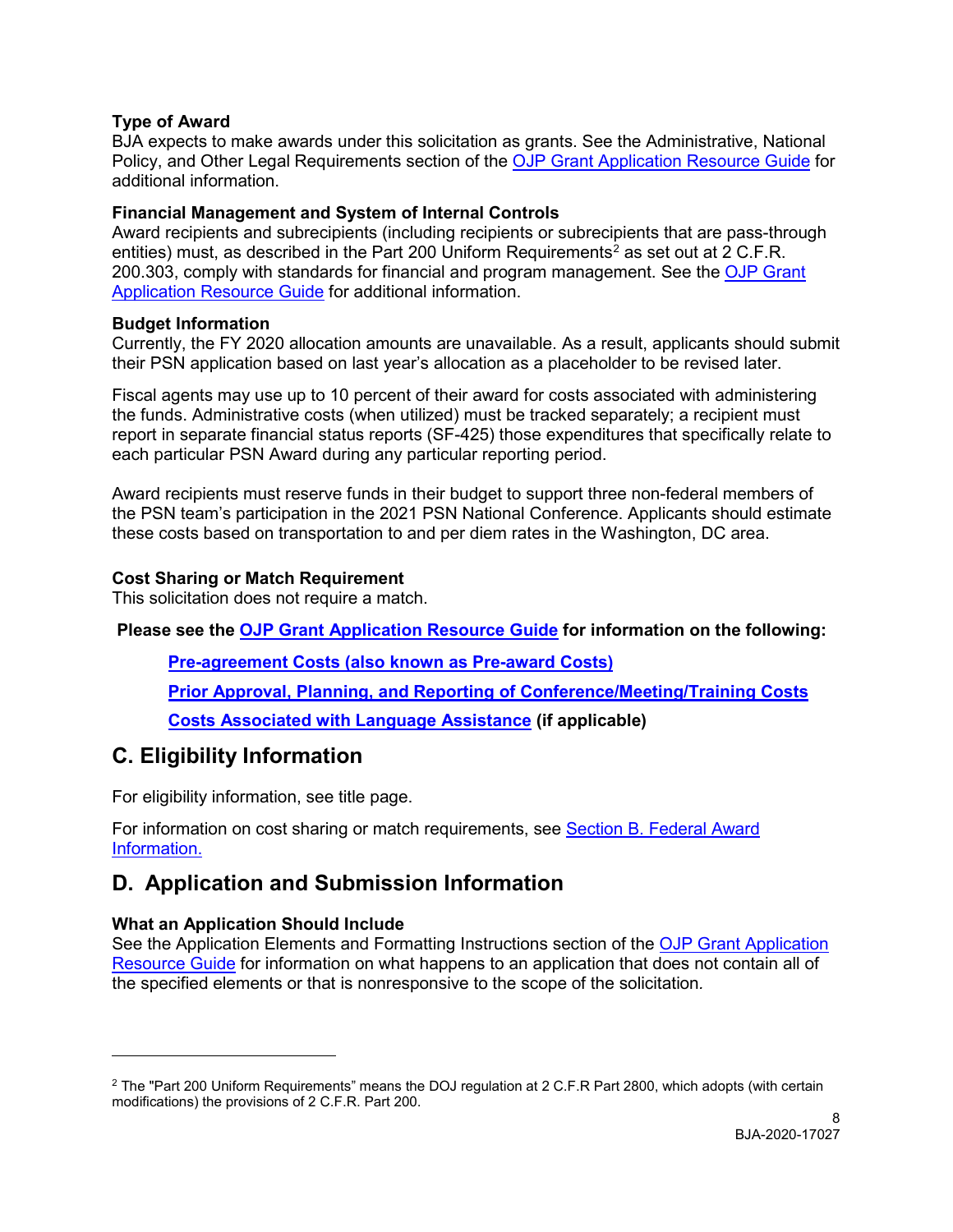### Type of Award

BJA expects to make awards under this solicitation as grants. See the Administrative, National Policy, and Other Legal Requirements section of the OJP Grant Application Resource Guide for additional information.

### Financial Management and System of Internal Controls

Award recipients and subrecipients (including recipients or subrecipients that are pass-through entities) must, as described in the Part 200 Uniform Requirements[2] as set out at 2 C.F.R. 200.303, comply with standards for financial and program management. See the OJP Grant Application Resource Guide for additional information.

### Budget Information

Currently, the FY 2020 allocation amounts are unavailable. As a result, applicants should submit their PSN application based on last year's allocation as a placeholder to be revised later.

Fiscal agents may use up to 10 percent of their award for costs associated with administering the funds. Administrative costs (when utilized) must be tracked separately; a recipient must report in separate financial status reports (SF-425) those expenditures that specifically relate to each particular PSN Award during any particular reporting period.

Award recipients must reserve funds in their budget to support three non-federal members of the PSN team's participation in the 2021 PSN National Conference. Applicants should estimate these costs based on transportation to and per diem rates in the Washington, DC area.

### Cost Sharing or Match Requirement

This solicitation does not require a match.

**Please see the OJP Grant Application Resource Guide for information on the following:**

- **Pre-agreement Costs (also known as Pre-award Costs)**
- **Prior Approval, Planning, and Reporting of Conference/Meeting/Training Costs**
- **Costs Associated with Language Assistance (if applicable)**

## C. Eligibility Information

For eligibility information, see title page.

For information on cost sharing or match requirements, see Section B. Federal Award Information.

## D. Application and Submission Information

### What an Application Should Include

See the Application Elements and Formatting Instructions section of the OJP Grant Application Resource Guide for information on what happens to an application that does not contain all of the specified elements or that is nonresponsive to the scope of the solicitation.

---

[2] The "Part 200 Uniform Requirements" means the DOJ regulation at 2 C.F.R Part 2800, which adopts (with certain modifications) the provisions of 2 C.F.R. Part 200.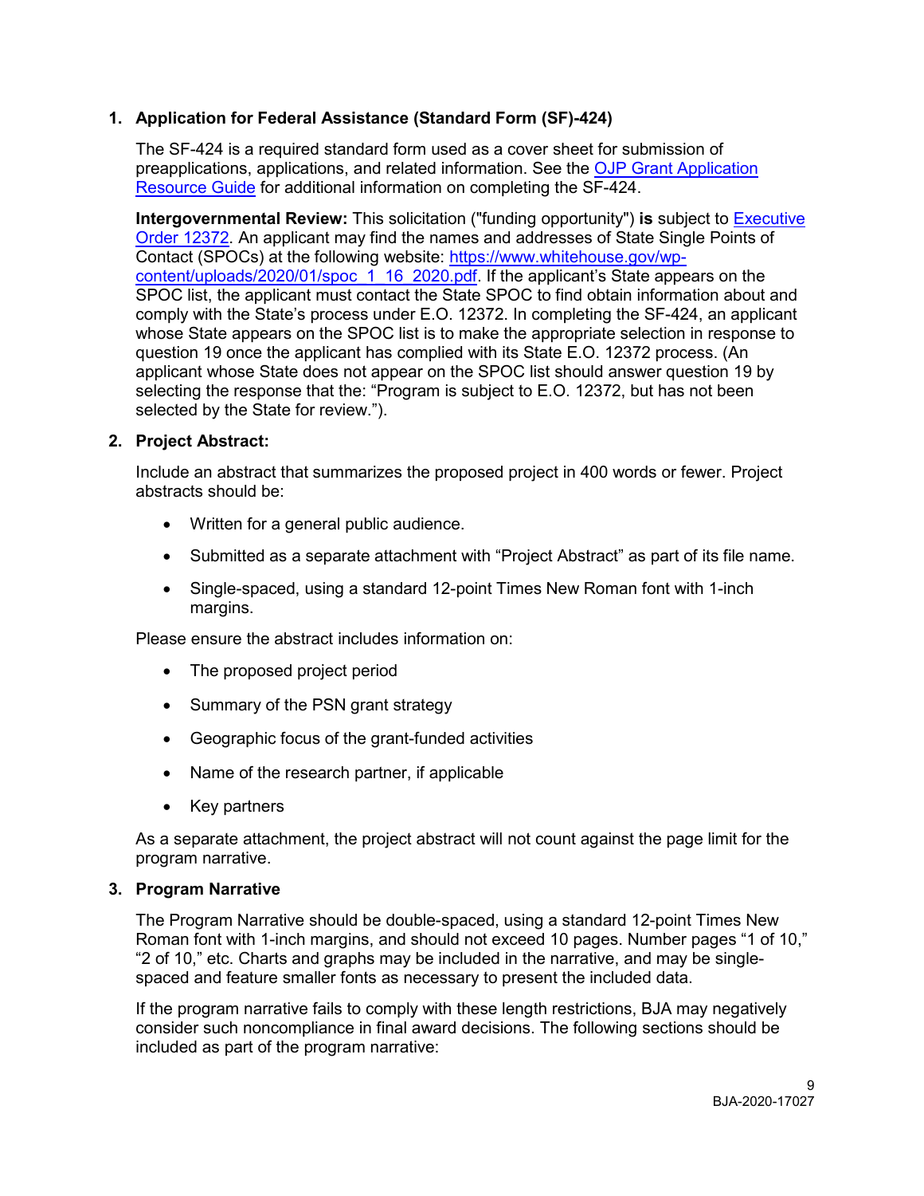1. **Application for Federal Assistance (Standard Form (SF)-424)**

   The SF-424 is a required standard form used as a cover sheet for submission of preapplications, applications, and related information. See the [OJP Grant Application Resource Guide] for additional information on completing the SF-424.

   **Intergovernmental Review:** This solicitation ("funding opportunity") **is** subject to [Executive Order 12372]. An applicant may find the names and addresses of State Single Points of Contact (SPOCs) at the following website: https://www.whitehouse.gov/wp-content/uploads/2020/01/spoc_1_16_2020.pdf. If the applicant's State appears on the SPOC list, the applicant must contact the State SPOC to find obtain information about and comply with the State's process under E.O. 12372. In completing the SF-424, an applicant whose State appears on the SPOC list is to make the appropriate selection in response to question 19 once the applicant has complied with its State E.O. 12372 process. (An applicant whose State does not appear on the SPOC list should answer question 19 by selecting the response that the: "Program is subject to E.O. 12372, but has not been selected by the State for review.").

2. **Project Abstract:**

   Include an abstract that summarizes the proposed project in 400 words or fewer. Project abstracts should be:

   - Written for a general public audience.
   - Submitted as a separate attachment with "Project Abstract" as part of its file name.
   - Single-spaced, using a standard 12-point Times New Roman font with 1-inch margins.

   Please ensure the abstract includes information on:

   - The proposed project period
   - Summary of the PSN grant strategy
   - Geographic focus of the grant-funded activities
   - Name of the research partner, if applicable
   - Key partners

   As a separate attachment, the project abstract will not count against the page limit for the program narrative.

3. **Program Narrative**

   The Program Narrative should be double-spaced, using a standard 12-point Times New Roman font with 1-inch margins, and should not exceed 10 pages. Number pages "1 of 10," "2 of 10," etc. Charts and graphs may be included in the narrative, and may be single-spaced and feature smaller fonts as necessary to present the included data.

   If the program narrative fails to comply with these length restrictions, BJA may negatively consider such noncompliance in final award decisions. The following sections should be included as part of the program narrative: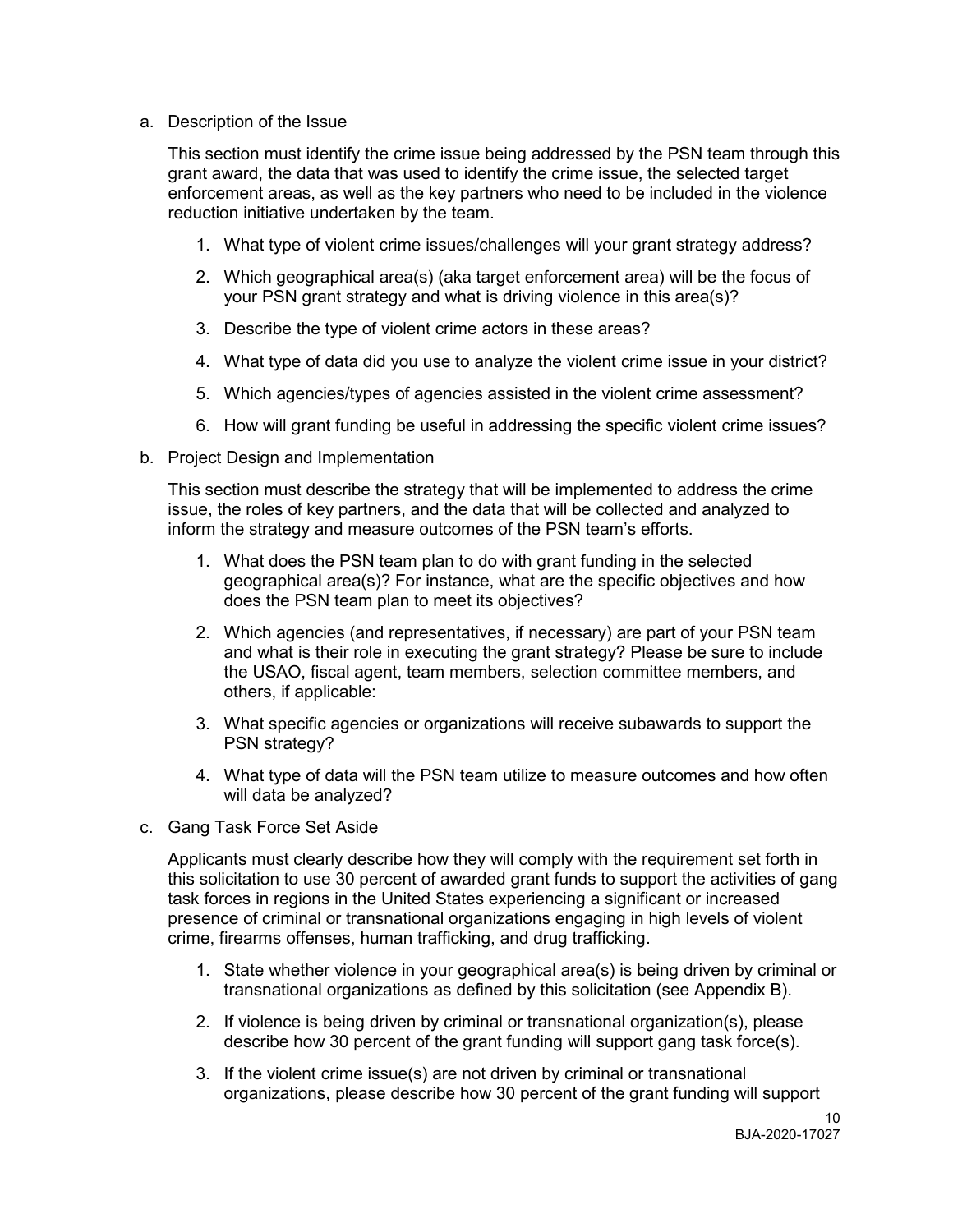a. Description of the Issue

This section must identify the crime issue being addressed by the PSN team through this grant award, the data that was used to identify the crime issue, the selected target enforcement areas, as well as the key partners who need to be included in the violence reduction initiative undertaken by the team.

1. What type of violent crime issues/challenges will your grant strategy address?
2. Which geographical area(s) (aka target enforcement area) will be the focus of your PSN grant strategy and what is driving violence in this area(s)?
3. Describe the type of violent crime actors in these areas?
4. What type of data did you use to analyze the violent crime issue in your district?
5. Which agencies/types of agencies assisted in the violent crime assessment?
6. How will grant funding be useful in addressing the specific violent crime issues?

b. Project Design and Implementation

This section must describe the strategy that will be implemented to address the crime issue, the roles of key partners, and the data that will be collected and analyzed to inform the strategy and measure outcomes of the PSN team's efforts.

1. What does the PSN team plan to do with grant funding in the selected geographical area(s)? For instance, what are the specific objectives and how does the PSN team plan to meet its objectives?
2. Which agencies (and representatives, if necessary) are part of your PSN team and what is their role in executing the grant strategy? Please be sure to include the USAO, fiscal agent, team members, selection committee members, and others, if applicable:
3. What specific agencies or organizations will receive subawards to support the PSN strategy?
4. What type of data will the PSN team utilize to measure outcomes and how often will data be analyzed?

c. Gang Task Force Set Aside

Applicants must clearly describe how they will comply with the requirement set forth in this solicitation to use 30 percent of awarded grant funds to support the activities of gang task forces in regions in the United States experiencing a significant or increased presence of criminal or transnational organizations engaging in high levels of violent crime, firearms offenses, human trafficking, and drug trafficking.

1. State whether violence in your geographical area(s) is being driven by criminal or transnational organizations as defined by this solicitation (see Appendix B).
2. If violence is being driven by criminal or transnational organization(s), please describe how 30 percent of the grant funding will support gang task force(s).
3. If the violent crime issue(s) are not driven by criminal or transnational organizations, please describe how 30 percent of the grant funding will support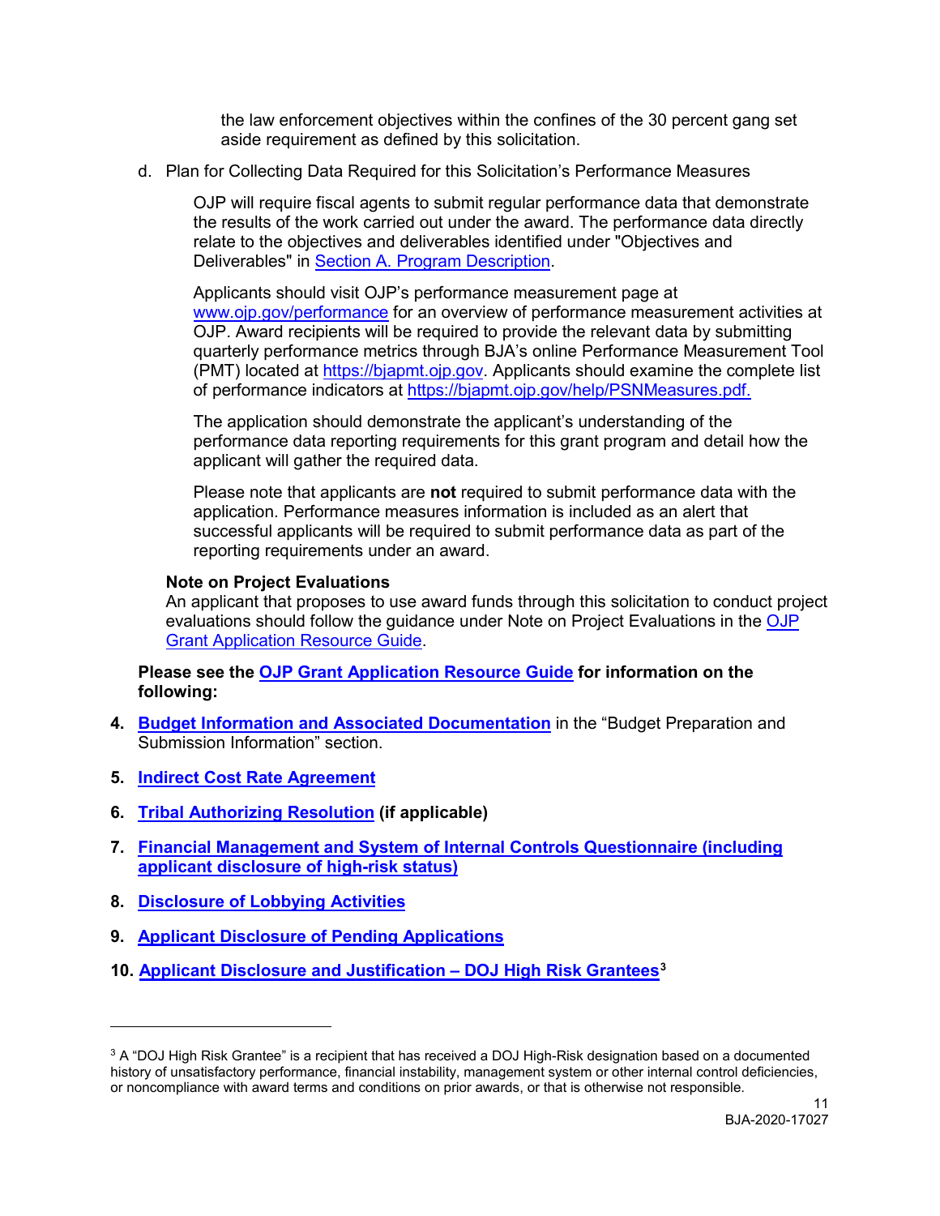the law enforcement objectives within the confines of the 30 percent gang set aside requirement as defined by this solicitation.

d. Plan for Collecting Data Required for this Solicitation's Performance Measures

   OJP will require fiscal agents to submit regular performance data that demonstrate the results of the work carried out under the award. The performance data directly relate to the objectives and deliverables identified under "Objectives and Deliverables" in Section A. Program Description.

   Applicants should visit OJP's performance measurement page at www.ojp.gov/performance for an overview of performance measurement activities at OJP. Award recipients will be required to provide the relevant data by submitting quarterly performance metrics through BJA's online Performance Measurement Tool (PMT) located at https://bjapmt.ojp.gov. Applicants should examine the complete list of performance indicators at https://bjapmt.ojp.gov/help/PSNMeasures.pdf.

   The application should demonstrate the applicant's understanding of the performance data reporting requirements for this grant program and detail how the applicant will gather the required data.

   Please note that applicants are **not** required to submit performance data with the application. Performance measures information is included as an alert that successful applicants will be required to submit performance data as part of the reporting requirements under an award.

**Note on Project Evaluations**
An applicant that proposes to use award funds through this solicitation to conduct project evaluations should follow the guidance under Note on Project Evaluations in the OJP Grant Application Resource Guide.

**Please see the OJP Grant Application Resource Guide for information on the following:**

4. **Budget Information and Associated Documentation** in the "Budget Preparation and Submission Information" section.

5. **Indirect Cost Rate Agreement**

6. **Tribal Authorizing Resolution (if applicable)**

7. **Financial Management and System of Internal Controls Questionnaire (including applicant disclosure of high-risk status)**

8. **Disclosure of Lobbying Activities**

9. **Applicant Disclosure of Pending Applications**

10. **Applicant Disclosure and Justification – DOJ High Risk Grantees**[3]

---

[3] A "DOJ High Risk Grantee" is a recipient that has received a DOJ High-Risk designation based on a documented history of unsatisfactory performance, financial instability, management system or other internal control deficiencies, or noncompliance with award terms and conditions on prior awards, or that is otherwise not responsible.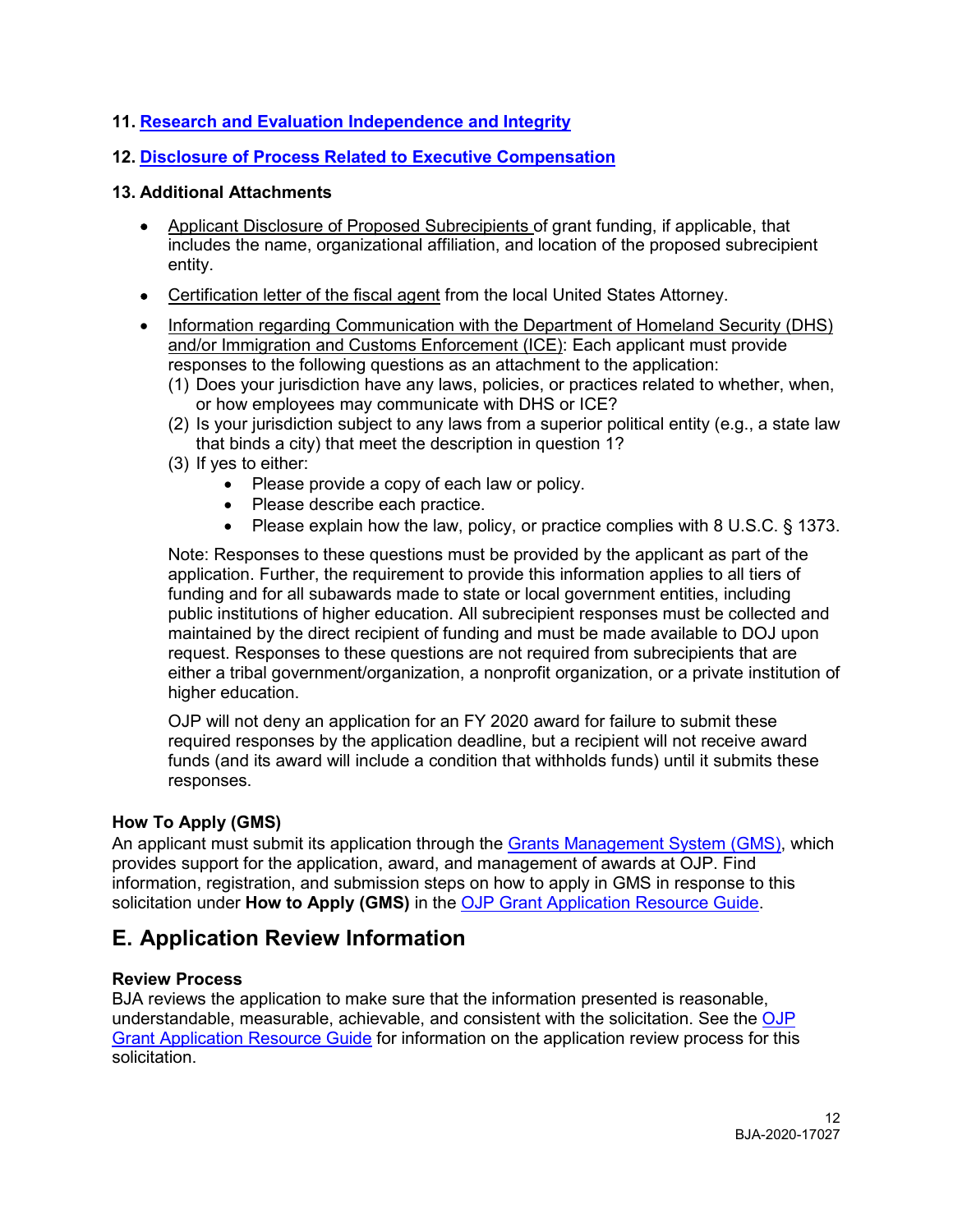**11. Research and Evaluation Independence and Integrity**

**12. Disclosure of Process Related to Executive Compensation**

**13. Additional Attachments**

- Applicant Disclosure of Proposed Subrecipients of grant funding, if applicable, that includes the name, organizational affiliation, and location of the proposed subrecipient entity.
- Certification letter of the fiscal agent from the local United States Attorney.
- Information regarding Communication with the Department of Homeland Security (DHS) and/or Immigration and Customs Enforcement (ICE): Each applicant must provide responses to the following questions as an attachment to the application:
  (1) Does your jurisdiction have any laws, policies, or practices related to whether, when, or how employees may communicate with DHS or ICE?
  (2) Is your jurisdiction subject to any laws from a superior political entity (e.g., a state law that binds a city) that meet the description in question 1?
  (3) If yes to either:
    - Please provide a copy of each law or policy.
    - Please describe each practice.
    - Please explain how the law, policy, or practice complies with 8 U.S.C. § 1373.

  Note: Responses to these questions must be provided by the applicant as part of the application. Further, the requirement to provide this information applies to all tiers of funding and for all subawards made to state or local government entities, including public institutions of higher education. All subrecipient responses must be collected and maintained by the direct recipient of funding and must be made available to DOJ upon request. Responses to these questions are not required from subrecipients that are either a tribal government/organization, a nonprofit organization, or a private institution of higher education.

  OJP will not deny an application for an FY 2020 award for failure to submit these required responses by the application deadline, but a recipient will not receive award funds (and its award will include a condition that withholds funds) until it submits these responses.

**How To Apply (GMS)**
An applicant must submit its application through the Grants Management System (GMS), which provides support for the application, award, and management of awards at OJP. Find information, registration, and submission steps on how to apply in GMS in response to this solicitation under **How to Apply (GMS)** in the OJP Grant Application Resource Guide.

# E. Application Review Information

**Review Process**
BJA reviews the application to make sure that the information presented is reasonable, understandable, measurable, achievable, and consistent with the solicitation. See the OJP Grant Application Resource Guide for information on the application review process for this solicitation.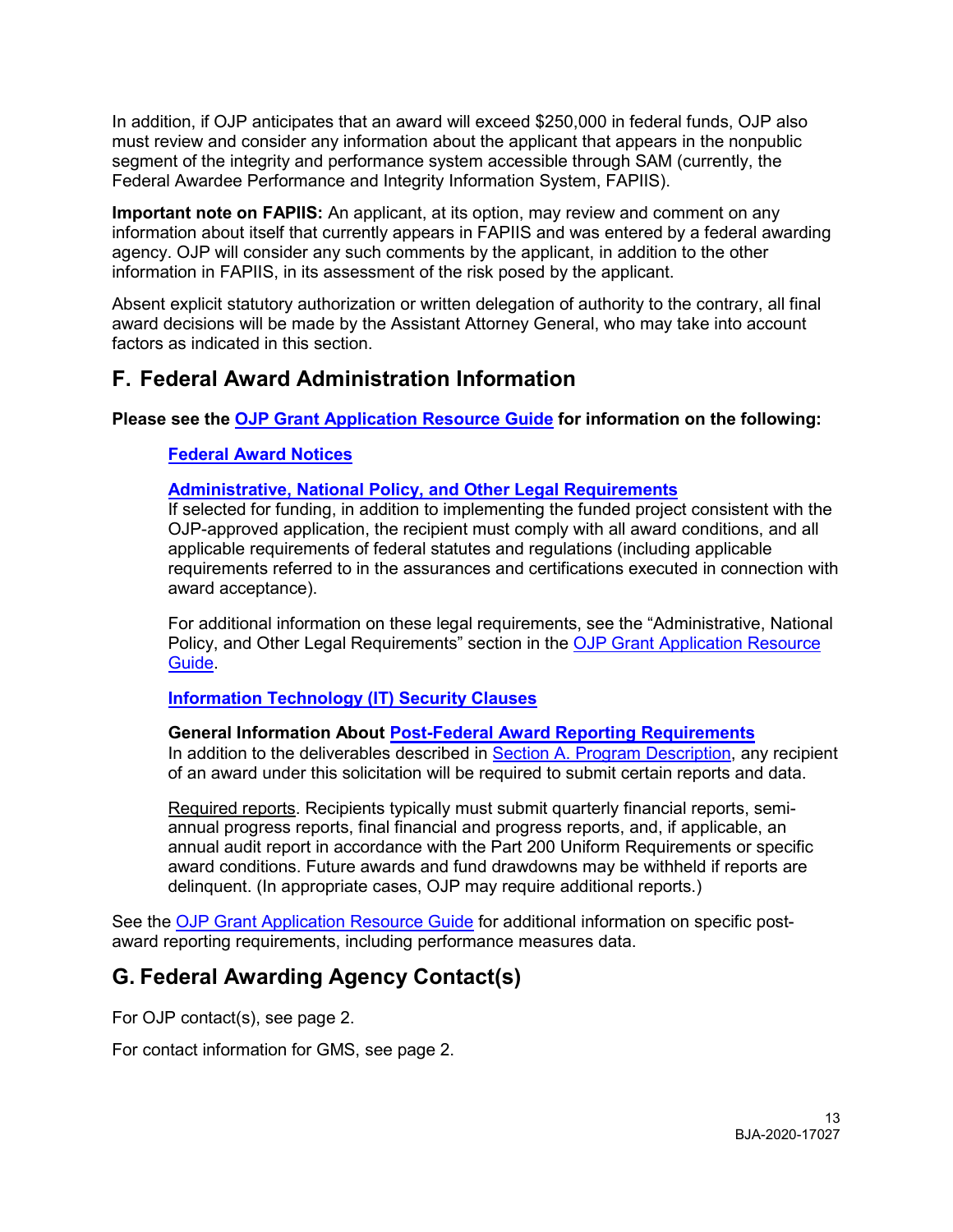In addition, if OJP anticipates that an award will exceed $250,000 in federal funds, OJP also must review and consider any information about the applicant that appears in the nonpublic segment of the integrity and performance system accessible through SAM (currently, the Federal Awardee Performance and Integrity Information System, FAPIIS).

**Important note on FAPIIS:** An applicant, at its option, may review and comment on any information about itself that currently appears in FAPIIS and was entered by a federal awarding agency. OJP will consider any such comments by the applicant, in addition to the other information in FAPIIS, in its assessment of the risk posed by the applicant.

Absent explicit statutory authorization or written delegation of authority to the contrary, all final award decisions will be made by the Assistant Attorney General, who may take into account factors as indicated in this section.

## F. Federal Award Administration Information

**Please see the OJP Grant Application Resource Guide for information on the following:**

**Federal Award Notices**

**Administrative, National Policy, and Other Legal Requirements**
If selected for funding, in addition to implementing the funded project consistent with the OJP-approved application, the recipient must comply with all award conditions, and all applicable requirements of federal statutes and regulations (including applicable requirements referred to in the assurances and certifications executed in connection with award acceptance).

For additional information on these legal requirements, see the "Administrative, National Policy, and Other Legal Requirements" section in the OJP Grant Application Resource Guide.

**Information Technology (IT) Security Clauses**

**General Information About Post-Federal Award Reporting Requirements**
In addition to the deliverables described in Section A. Program Description, any recipient of an award under this solicitation will be required to submit certain reports and data.

Required reports. Recipients typically must submit quarterly financial reports, semi-annual progress reports, final financial and progress reports, and, if applicable, an annual audit report in accordance with the Part 200 Uniform Requirements or specific award conditions. Future awards and fund drawdowns may be withheld if reports are delinquent. (In appropriate cases, OJP may require additional reports.)

See the OJP Grant Application Resource Guide for additional information on specific post-award reporting requirements, including performance measures data.

## G. Federal Awarding Agency Contact(s)

For OJP contact(s), see page 2.

For contact information for GMS, see page 2.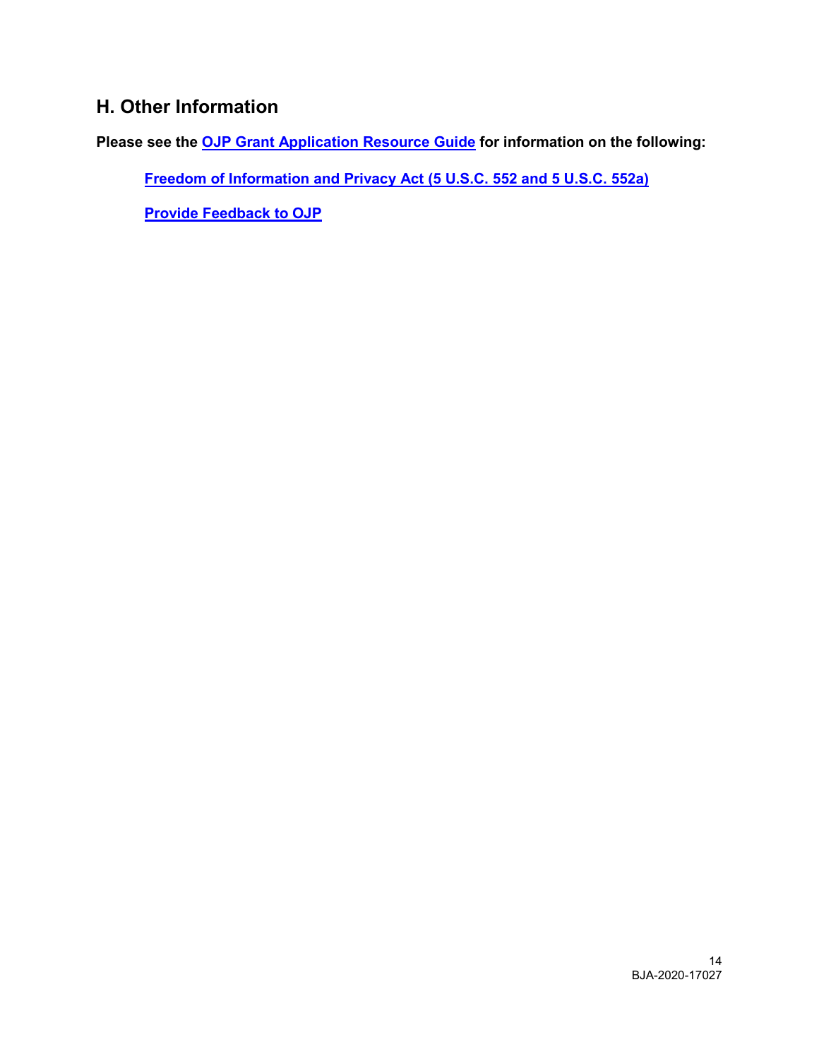## H. Other Information

**Please see the OJP Grant Application Resource Guide for information on the following:**

**Freedom of Information and Privacy Act (5 U.S.C. 552 and 5 U.S.C. 552a)**

**Provide Feedback to OJP**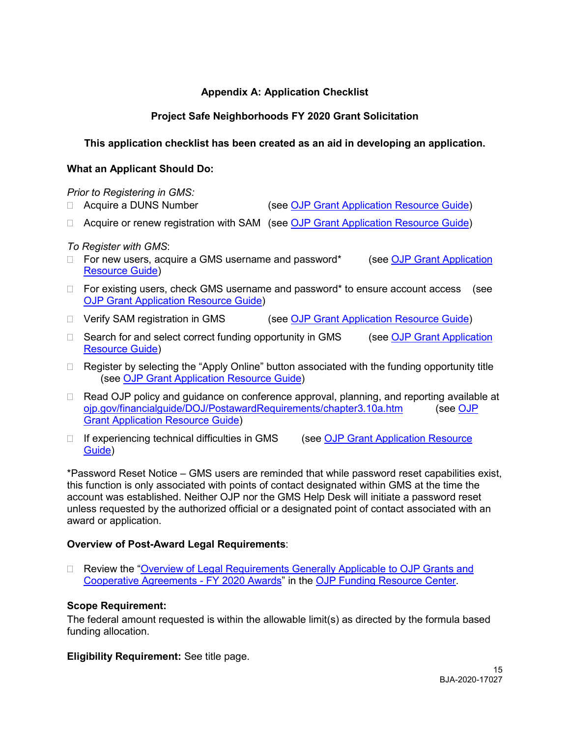## Appendix A: Application Checklist

### Project Safe Neighborhoods FY 2020 Grant Solicitation

**This application checklist has been created as an aid in developing an application.**

**What an Applicant Should Do:**

*Prior to Registering in GMS:*

- ☐ Acquire a DUNS Number (see OJP Grant Application Resource Guide)
- ☐ Acquire or renew registration with SAM (see OJP Grant Application Resource Guide)

*To Register with GMS*:

- ☐ For new users, acquire a GMS username and password* (see OJP Grant Application Resource Guide)
- ☐ For existing users, check GMS username and password* to ensure account access (see OJP Grant Application Resource Guide)
- ☐ Verify SAM registration in GMS (see OJP Grant Application Resource Guide)
- ☐ Search for and select correct funding opportunity in GMS (see OJP Grant Application Resource Guide)
- ☐ Register by selecting the "Apply Online" button associated with the funding opportunity title (see OJP Grant Application Resource Guide)
- ☐ Read OJP policy and guidance on conference approval, planning, and reporting available at ojp.gov/financialguide/DOJ/PostawardRequirements/chapter3.10a.htm (see OJP Grant Application Resource Guide)
- ☐ If experiencing technical difficulties in GMS (see OJP Grant Application Resource Guide)

*Password Reset Notice – GMS users are reminded that while password reset capabilities exist, this function is only associated with points of contact designated within GMS at the time the account was established. Neither OJP nor the GMS Help Desk will initiate a password reset unless requested by the authorized official or a designated point of contact associated with an award or application.

**Overview of Post-Award Legal Requirements**:

- ☐ Review the "Overview of Legal Requirements Generally Applicable to OJP Grants and Cooperative Agreements - FY 2020 Awards" in the OJP Funding Resource Center.

**Scope Requirement:**
The federal amount requested is within the allowable limit(s) as directed by the formula based funding allocation.

**Eligibility Requirement:** See title page.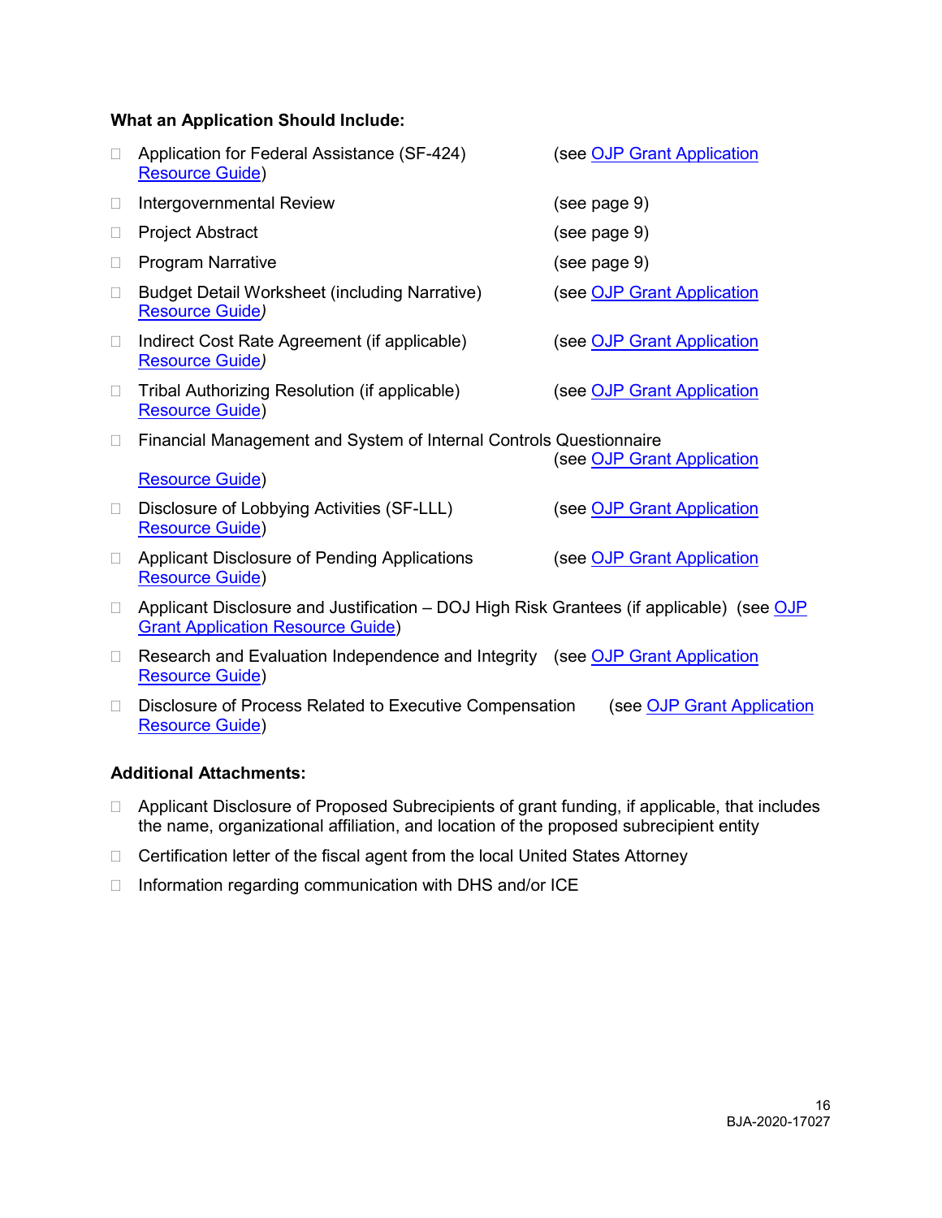**What an Application Should Include:**

- Application for Federal Assistance (SF-424) (see OJP Grant Application Resource Guide)
- Intergovernmental Review (see page 9)
- Project Abstract (see page 9)
- Program Narrative (see page 9)
- Budget Detail Worksheet (including Narrative) (see OJP Grant Application Resource Guide*)*
- Indirect Cost Rate Agreement (if applicable) (see OJP Grant Application Resource Guide*)*
- Tribal Authorizing Resolution (if applicable) (see OJP Grant Application Resource Guide)
- Financial Management and System of Internal Controls Questionnaire (see OJP Grant Application Resource Guide)
- Disclosure of Lobbying Activities (SF-LLL) (see OJP Grant Application Resource Guide)
- Applicant Disclosure of Pending Applications (see OJP Grant Application Resource Guide)
- Applicant Disclosure and Justification – DOJ High Risk Grantees (if applicable) (see OJP Grant Application Resource Guide)
- Research and Evaluation Independence and Integrity (see OJP Grant Application Resource Guide)
- Disclosure of Process Related to Executive Compensation (see OJP Grant Application Resource Guide)

**Additional Attachments:**

- Applicant Disclosure of Proposed Subrecipients of grant funding, if applicable, that includes the name, organizational affiliation, and location of the proposed subrecipient entity
- Certification letter of the fiscal agent from the local United States Attorney
- Information regarding communication with DHS and/or ICE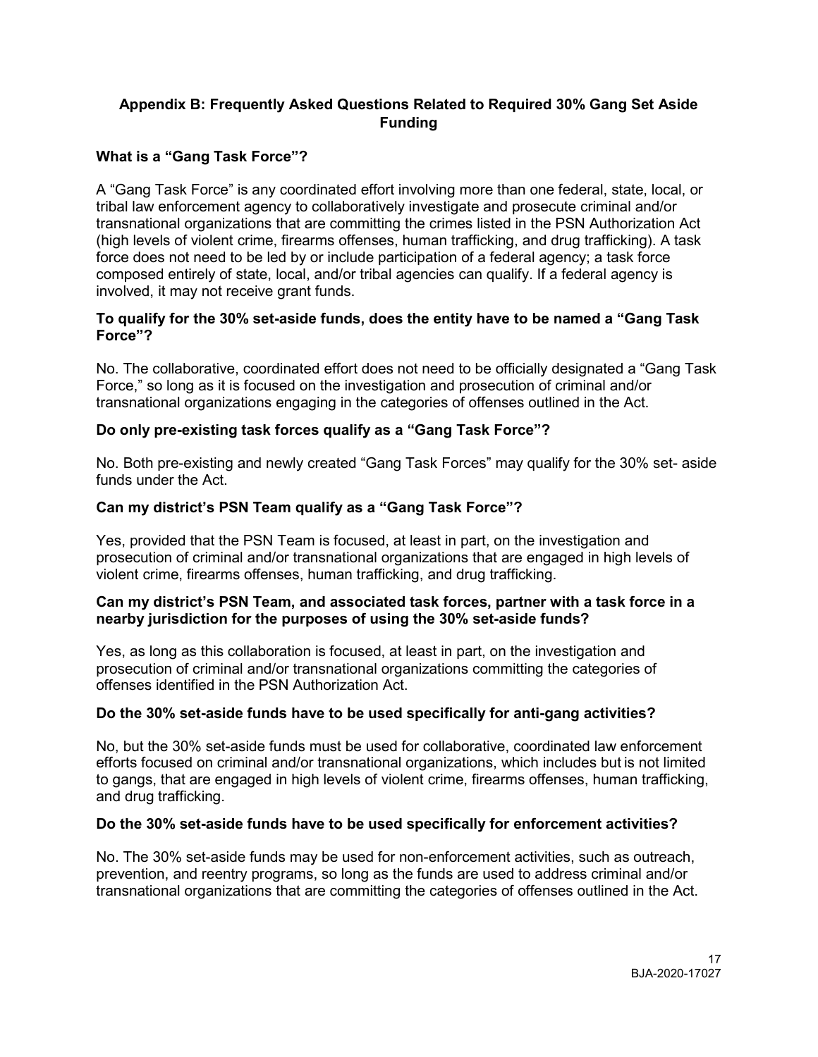## Appendix B: Frequently Asked Questions Related to Required 30% Gang Set Aside Funding

### What is a "Gang Task Force"?

A "Gang Task Force" is any coordinated effort involving more than one federal, state, local, or tribal law enforcement agency to collaboratively investigate and prosecute criminal and/or transnational organizations that are committing the crimes listed in the PSN Authorization Act (high levels of violent crime, firearms offenses, human trafficking, and drug trafficking). A task force does not need to be led by or include participation of a federal agency; a task force composed entirely of state, local, and/or tribal agencies can qualify. If a federal agency is involved, it may not receive grant funds.

### To qualify for the 30% set-aside funds, does the entity have to be named a "Gang Task Force"?

No. The collaborative, coordinated effort does not need to be officially designated a "Gang Task Force," so long as it is focused on the investigation and prosecution of criminal and/or transnational organizations engaging in the categories of offenses outlined in the Act.

### Do only pre-existing task forces qualify as a "Gang Task Force"?

No. Both pre-existing and newly created "Gang Task Forces" may qualify for the 30% set- aside funds under the Act.

### Can my district's PSN Team qualify as a "Gang Task Force"?

Yes, provided that the PSN Team is focused, at least in part, on the investigation and prosecution of criminal and/or transnational organizations that are engaged in high levels of violent crime, firearms offenses, human trafficking, and drug trafficking.

### Can my district's PSN Team, and associated task forces, partner with a task force in a nearby jurisdiction for the purposes of using the 30% set-aside funds?

Yes, as long as this collaboration is focused, at least in part, on the investigation and prosecution of criminal and/or transnational organizations committing the categories of offenses identified in the PSN Authorization Act.

### Do the 30% set-aside funds have to be used specifically for anti-gang activities?

No, but the 30% set-aside funds must be used for collaborative, coordinated law enforcement efforts focused on criminal and/or transnational organizations, which includes but is not limited to gangs, that are engaged in high levels of violent crime, firearms offenses, human trafficking, and drug trafficking.

### Do the 30% set-aside funds have to be used specifically for enforcement activities?

No. The 30% set-aside funds may be used for non-enforcement activities, such as outreach, prevention, and reentry programs, so long as the funds are used to address criminal and/or transnational organizations that are committing the categories of offenses outlined in the Act.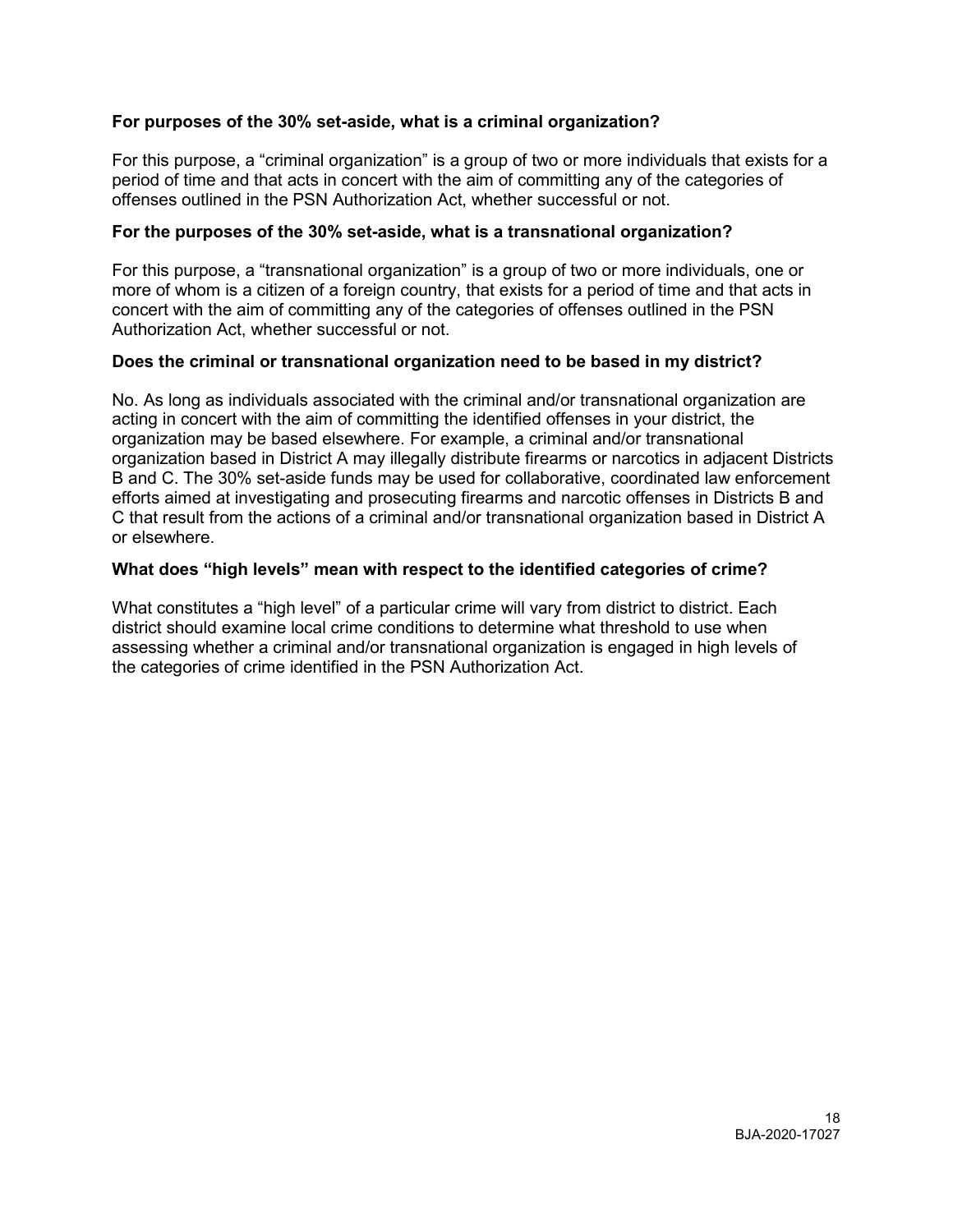**For purposes of the 30% set-aside, what is a criminal organization?**

For this purpose, a “criminal organization” is a group of two or more individuals that exists for a period of time and that acts in concert with the aim of committing any of the categories of offenses outlined in the PSN Authorization Act, whether successful or not.

**For the purposes of the 30% set-aside, what is a transnational organization?**

For this purpose, a “transnational organization” is a group of two or more individuals, one or more of whom is a citizen of a foreign country, that exists for a period of time and that acts in concert with the aim of committing any of the categories of offenses outlined in the PSN Authorization Act, whether successful or not.

**Does the criminal or transnational organization need to be based in my district?**

No. As long as individuals associated with the criminal and/or transnational organization are acting in concert with the aim of committing the identified offenses in your district, the organization may be based elsewhere. For example, a criminal and/or transnational organization based in District A may illegally distribute firearms or narcotics in adjacent Districts B and C. The 30% set-aside funds may be used for collaborative, coordinated law enforcement efforts aimed at investigating and prosecuting firearms and narcotic offenses in Districts B and C that result from the actions of a criminal and/or transnational organization based in District A or elsewhere.

**What does “high levels” mean with respect to the identified categories of crime?**

What constitutes a “high level” of a particular crime will vary from district to district. Each district should examine local crime conditions to determine what threshold to use when assessing whether a criminal and/or transnational organization is engaged in high levels of the categories of crime identified in the PSN Authorization Act.